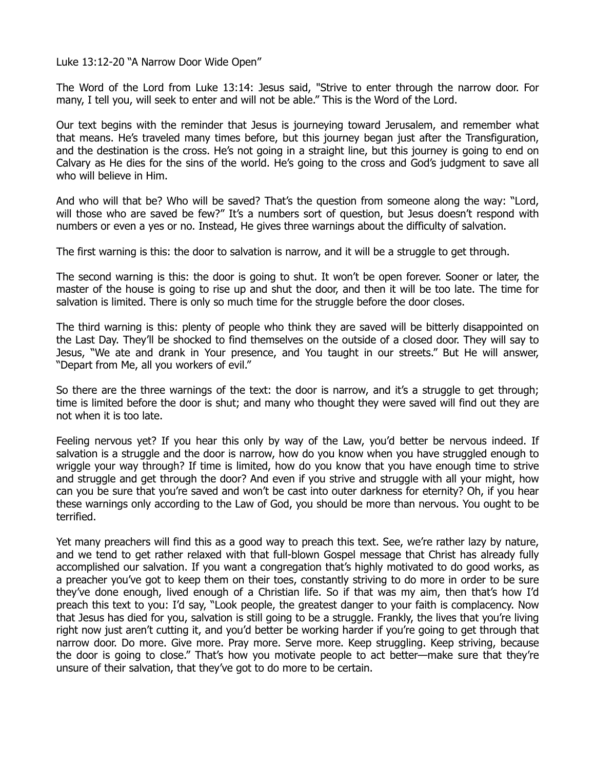Luke 13:12-20 "A Narrow Door Wide Open"

The Word of the Lord from Luke 13:14: Jesus said, "Strive to enter through the narrow door. For many, I tell you, will seek to enter and will not be able." This is the Word of the Lord.

Our text begins with the reminder that Jesus is journeying toward Jerusalem, and remember what that means. He's traveled many times before, but this journey began just after the Transfiguration, and the destination is the cross. He's not going in a straight line, but this journey is going to end on Calvary as He dies for the sins of the world. He's going to the cross and God's judgment to save all who will believe in Him.

And who will that be? Who will be saved? That's the question from someone along the way: "Lord, will those who are saved be few?" It's a numbers sort of question, but Jesus doesn't respond with numbers or even a yes or no. Instead, He gives three warnings about the difficulty of salvation.

The first warning is this: the door to salvation is narrow, and it will be a struggle to get through.

The second warning is this: the door is going to shut. It won't be open forever. Sooner or later, the master of the house is going to rise up and shut the door, and then it will be too late. The time for salvation is limited. There is only so much time for the struggle before the door closes.

The third warning is this: plenty of people who think they are saved will be bitterly disappointed on the Last Day. They'll be shocked to find themselves on the outside of a closed door. They will say to Jesus, "We ate and drank in Your presence, and You taught in our streets." But He will answer, "Depart from Me, all you workers of evil."

So there are the three warnings of the text: the door is narrow, and it's a struggle to get through; time is limited before the door is shut; and many who thought they were saved will find out they are not when it is too late.

Feeling nervous yet? If you hear this only by way of the Law, you'd better be nervous indeed. If salvation is a struggle and the door is narrow, how do you know when you have struggled enough to wriggle your way through? If time is limited, how do you know that you have enough time to strive and struggle and get through the door? And even if you strive and struggle with all your might, how can you be sure that you're saved and won't be cast into outer darkness for eternity? Oh, if you hear these warnings only according to the Law of God, you should be more than nervous. You ought to be terrified.

Yet many preachers will find this as a good way to preach this text. See, we're rather lazy by nature, and we tend to get rather relaxed with that full-blown Gospel message that Christ has already fully accomplished our salvation. If you want a congregation that's highly motivated to do good works, as a preacher you've got to keep them on their toes, constantly striving to do more in order to be sure they've done enough, lived enough of a Christian life. So if that was my aim, then that's how I'd preach this text to you: I'd say, "Look people, the greatest danger to your faith is complacency. Now that Jesus has died for you, salvation is still going to be a struggle. Frankly, the lives that you're living right now just aren't cutting it, and you'd better be working harder if you're going to get through that narrow door. Do more. Give more. Pray more. Serve more. Keep struggling. Keep striving, because the door is going to close." That's how you motivate people to act better—make sure that they're unsure of their salvation, that they've got to do more to be certain.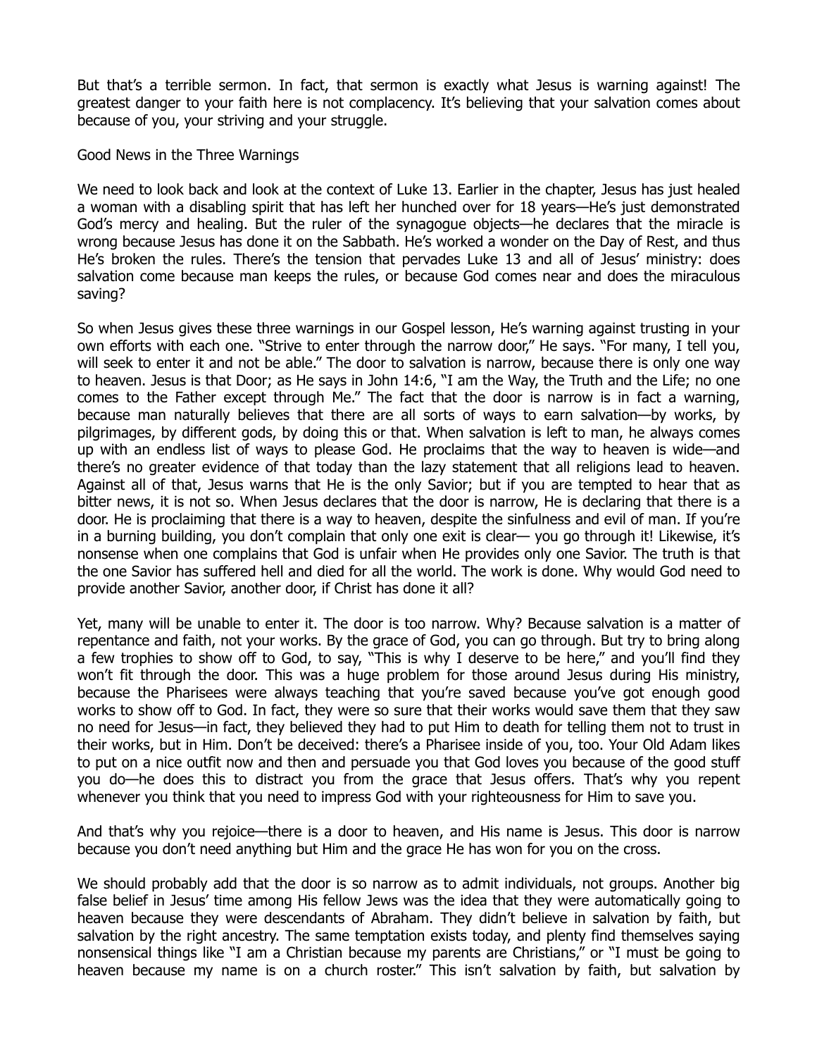But that's a terrible sermon. In fact, that sermon is exactly what Jesus is warning against! The greatest danger to your faith here is not complacency. It's believing that your salvation comes about because of you, your striving and your struggle.

## Good News in the Three Warnings

We need to look back and look at the context of Luke 13. Earlier in the chapter, Jesus has just healed a woman with a disabling spirit that has left her hunched over for 18 years—He's just demonstrated God's mercy and healing. But the ruler of the synagogue objects—he declares that the miracle is wrong because Jesus has done it on the Sabbath. He's worked a wonder on the Day of Rest, and thus He's broken the rules. There's the tension that pervades Luke 13 and all of Jesus' ministry: does salvation come because man keeps the rules, or because God comes near and does the miraculous saving?

So when Jesus gives these three warnings in our Gospel lesson, He's warning against trusting in your own efforts with each one. "Strive to enter through the narrow door," He says. "For many, I tell you, will seek to enter it and not be able." The door to salvation is narrow, because there is only one way to heaven. Jesus is that Door; as He says in John 14:6, "I am the Way, the Truth and the Life; no one comes to the Father except through Me." The fact that the door is narrow is in fact a warning, because man naturally believes that there are all sorts of ways to earn salvation—by works, by pilgrimages, by different gods, by doing this or that. When salvation is left to man, he always comes up with an endless list of ways to please God. He proclaims that the way to heaven is wide—and there's no greater evidence of that today than the lazy statement that all religions lead to heaven. Against all of that, Jesus warns that He is the only Savior; but if you are tempted to hear that as bitter news, it is not so. When Jesus declares that the door is narrow, He is declaring that there is a door. He is proclaiming that there is a way to heaven, despite the sinfulness and evil of man. If you're in a burning building, you don't complain that only one exit is clear— you go through it! Likewise, it's nonsense when one complains that God is unfair when He provides only one Savior. The truth is that the one Savior has suffered hell and died for all the world. The work is done. Why would God need to provide another Savior, another door, if Christ has done it all?

Yet, many will be unable to enter it. The door is too narrow. Why? Because salvation is a matter of repentance and faith, not your works. By the grace of God, you can go through. But try to bring along a few trophies to show off to God, to say, "This is why I deserve to be here," and you'll find they won't fit through the door. This was a huge problem for those around Jesus during His ministry, because the Pharisees were always teaching that you're saved because you've got enough good works to show off to God. In fact, they were so sure that their works would save them that they saw no need for Jesus—in fact, they believed they had to put Him to death for telling them not to trust in their works, but in Him. Don't be deceived: there's a Pharisee inside of you, too. Your Old Adam likes to put on a nice outfit now and then and persuade you that God loves you because of the good stuff you do—he does this to distract you from the grace that Jesus offers. That's why you repent whenever you think that you need to impress God with your righteousness for Him to save you.

And that's why you rejoice—there is a door to heaven, and His name is Jesus. This door is narrow because you don't need anything but Him and the grace He has won for you on the cross.

We should probably add that the door is so narrow as to admit individuals, not groups. Another big false belief in Jesus' time among His fellow Jews was the idea that they were automatically going to heaven because they were descendants of Abraham. They didn't believe in salvation by faith, but salvation by the right ancestry. The same temptation exists today, and plenty find themselves saying nonsensical things like "I am a Christian because my parents are Christians," or "I must be going to heaven because my name is on a church roster." This isn't salvation by faith, but salvation by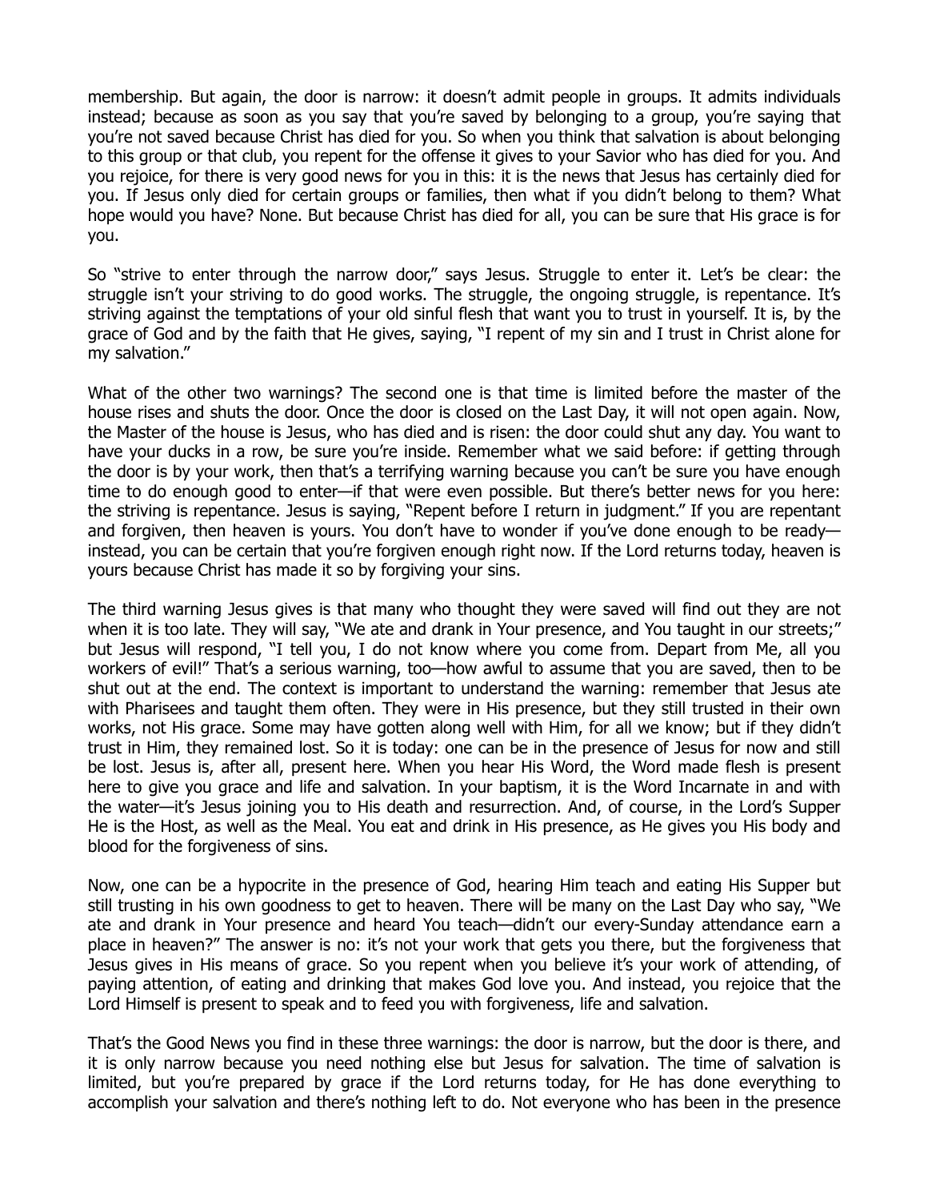membership. But again, the door is narrow: it doesn't admit people in groups. It admits individuals instead; because as soon as you say that you're saved by belonging to a group, you're saying that you're not saved because Christ has died for you. So when you think that salvation is about belonging to this group or that club, you repent for the offense it gives to your Savior who has died for you. And you rejoice, for there is very good news for you in this: it is the news that Jesus has certainly died for you. If Jesus only died for certain groups or families, then what if you didn't belong to them? What hope would you have? None. But because Christ has died for all, you can be sure that His grace is for you.

So "strive to enter through the narrow door," says Jesus. Struggle to enter it. Let's be clear: the struggle isn't your striving to do good works. The struggle, the ongoing struggle, is repentance. It's striving against the temptations of your old sinful flesh that want you to trust in yourself. It is, by the grace of God and by the faith that He gives, saying, "I repent of my sin and I trust in Christ alone for my salvation."

What of the other two warnings? The second one is that time is limited before the master of the house rises and shuts the door. Once the door is closed on the Last Day, it will not open again. Now, the Master of the house is Jesus, who has died and is risen: the door could shut any day. You want to have your ducks in a row, be sure you're inside. Remember what we said before: if getting through the door is by your work, then that's a terrifying warning because you can't be sure you have enough time to do enough good to enter—if that were even possible. But there's better news for you here: the striving is repentance. Jesus is saying, "Repent before I return in judgment." If you are repentant and forgiven, then heaven is yours. You don't have to wonder if you've done enough to be ready—instead, you can be certain that you're forgiven enough right now. If the Lord returns today, heaven is yours because Christ has made it so by forgiving your sins.

The third warning Jesus gives is that many who thought they were saved will find out they are not when it is too late. They will say, "We ate and drank in Your presence, and You taught in our streets;" but Jesus will respond, "I tell you, I do not know where you come from. Depart from Me, all you workers of evil!" That's a serious warning, too—how awful to assume that you are saved, then to be shut out at the end. The context is important to understand the warning: remember that Jesus ate with Pharisees and taught them often. They were in His presence, but they still trusted in their own works, not His grace. Some may have gotten along well with Him, for all we know; but if they didn't trust in Him, they remained lost. So it is today: one can be in the presence of Jesus for now and still be lost. Jesus is, after all, present here. When you hear His Word, the Word made flesh is present here to give you grace and life and salvation. In your baptism, it is the Word Incarnate in and with the water—it's Jesus joining you to His death and resurrection. And, of course, in the Lord's Supper He is the Host, as well as the Meal. You eat and drink in His presence, as He gives you His body and blood for the forgiveness of sins.

Now, one can be a hypocrite in the presence of God, hearing Him teach and eating His Supper but still trusting in his own goodness to get to heaven. There will be many on the Last Day who say, "We ate and drank in Your presence and heard You teach—didn't our every-Sunday attendance earn a place in heaven?" The answer is no: it's not your work that gets you there, but the forgiveness that Jesus gives in His means of grace. So you repent when you believe it's your work of attending, of paying attention, of eating and drinking that makes God love you. And instead, you rejoice that the Lord Himself is present to speak and to feed you with forgiveness, life and salvation.

That's the Good News you find in these three warnings: the door is narrow, but the door is there, and it is only narrow because you need nothing else but Jesus for salvation. The time of salvation is limited, but you're prepared by grace if the Lord returns today, for He has done everything to accomplish your salvation and there's nothing left to do. Not everyone who has been in the presence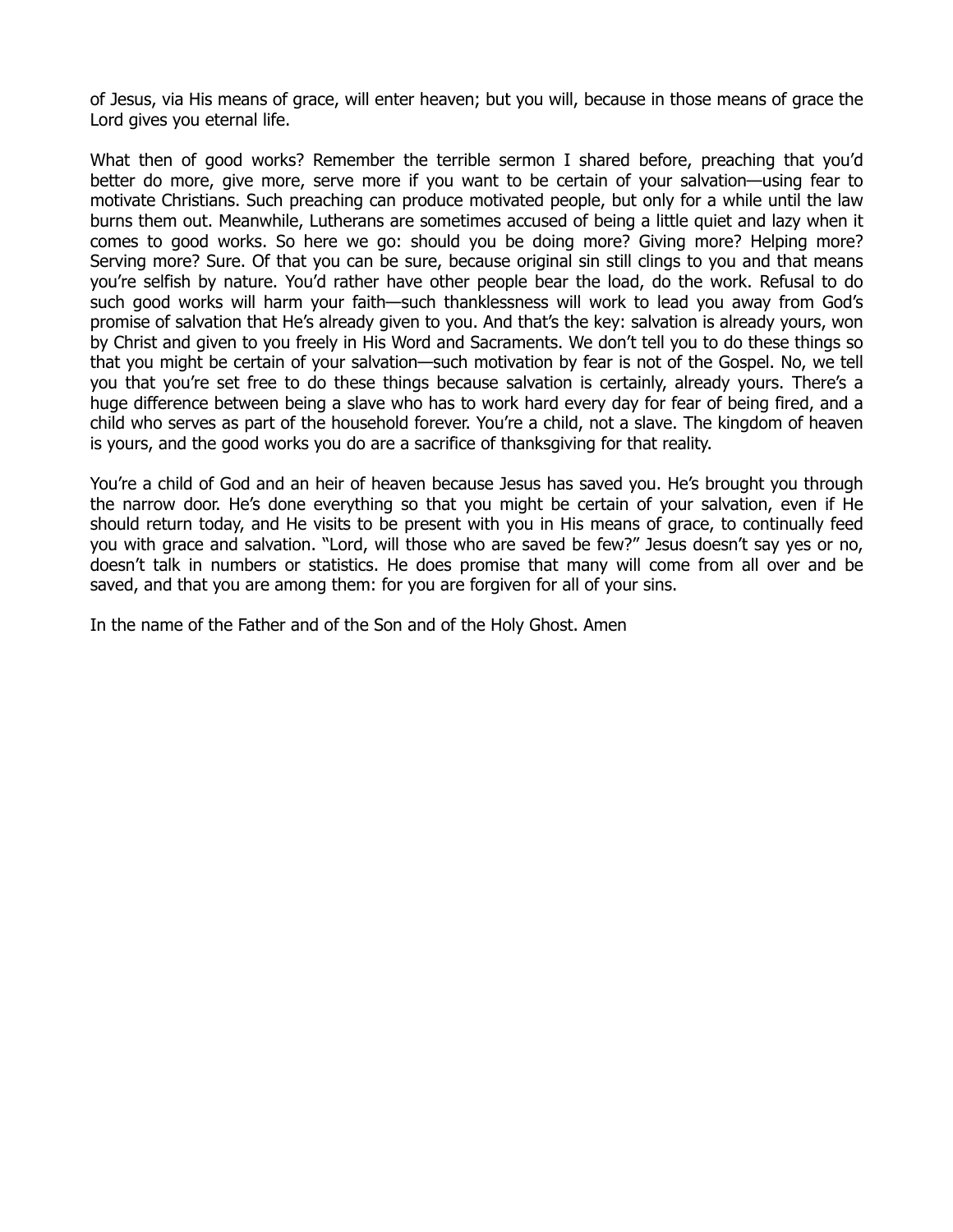of Jesus, via His means of grace, will enter heaven; but you will, because in those means of grace the Lord gives you eternal life.

What then of good works? Remember the terrible sermon I shared before, preaching that you'd better do more, give more, serve more if you want to be certain of your salvation—using fear to motivate Christians. Such preaching can produce motivated people, but only for a while until the law burns them out. Meanwhile, Lutherans are sometimes accused of being a little quiet and lazy when it comes to good works. So here we go: should you be doing more? Giving more? Helping more? Serving more? Sure. Of that you can be sure, because original sin still clings to you and that means you're selfish by nature. You'd rather have other people bear the load, do the work. Refusal to do such good works will harm your faith—such thanklessness will work to lead you away from God's promise of salvation that He's already given to you. And that's the key: salvation is already yours, won by Christ and given to you freely in His Word and Sacraments. We don't tell you to do these things so that you might be certain of your salvation—such motivation by fear is not of the Gospel. No, we tell you that you're set free to do these things because salvation is certainly, already yours. There's a huge difference between being a slave who has to work hard every day for fear of being fired, and a child who serves as part of the household forever. You're a child, not a slave. The kingdom of heaven is yours, and the good works you do are a sacrifice of thanksgiving for that reality.

You're a child of God and an heir of heaven because Jesus has saved you. He's brought you through the narrow door. He's done everything so that you might be certain of your salvation, even if He should return today, and He visits to be present with you in His means of grace, to continually feed you with grace and salvation. "Lord, will those who are saved be few?" Jesus doesn't say yes or no, doesn't talk in numbers or statistics. He does promise that many will come from all over and be saved, and that you are among them: for you are forgiven for all of your sins.

In the name of the Father and of the Son and of the Holy Ghost. Amen